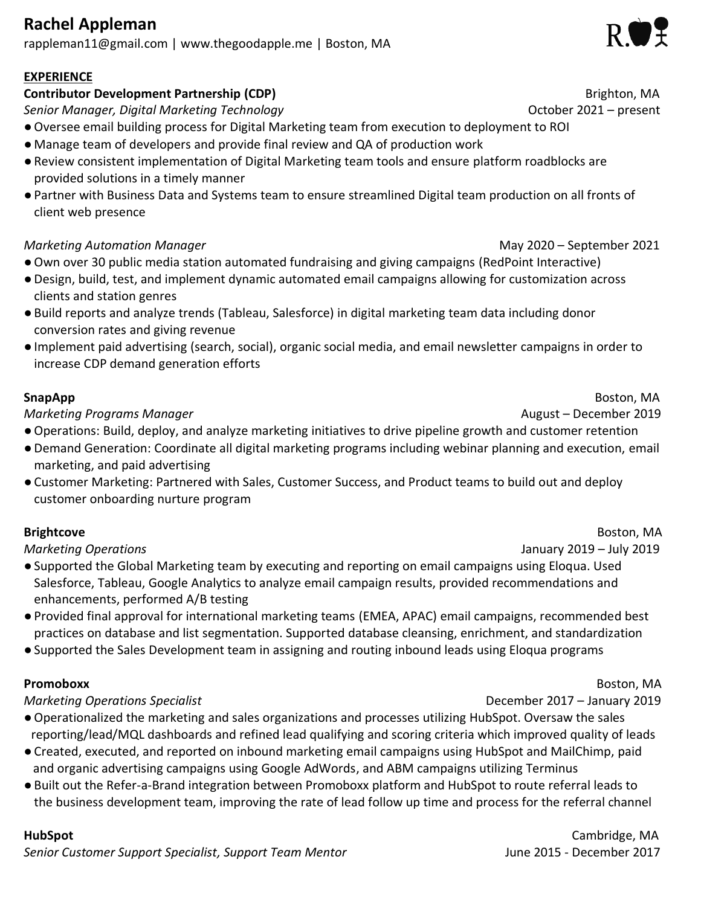# Rachel Appleman

rappleman11@gmail.com | www.thegoodapple.me | Boston, MA

## EXPERIENCE

**Contributor Development Partnership (CDP)** — Brighton, MA

*Senior Manager, Digital Marketing Technology* — October 2021 – present

- Oversee email building process for Digital Marketing team from execution to deployment to ROI
- Manage team of developers and provide final review and QA of production work
- Review consistent implementation of Digital Marketing team tools and ensure platform roadblocks are provided solutions in a timely manner
- Partner with Business Data and Systems team to ensure streamlined Digital team production on all fronts of client web presence

*Marketing Automation Manager* — May 2020 – September 2021

- Own over 30 public media station automated fundraising and giving campaigns (RedPoint Interactive)
- Design, build, test, and implement dynamic automated email campaigns allowing for customization across clients and station genres
- Build reports and analyze trends (Tableau, Salesforce) in digital marketing team data including donor conversion rates and giving revenue
- Implement paid advertising (search, social), organic social media, and email newsletter campaigns in order to increase CDP demand generation efforts

**SnapApp** — Boston, MA

*Marketing Programs Manager* — August – December 2019

- Operations: Build, deploy, and analyze marketing initiatives to drive pipeline growth and customer retention
- Demand Generation: Coordinate all digital marketing programs including webinar planning and execution, email marketing, and paid advertising
- Customer Marketing: Partnered with Sales, Customer Success, and Product teams to build out and deploy customer onboarding nurture program

**Brightcove** — Boston, MA

*Marketing Operations* — January 2019 – July 2019

- Supported the Global Marketing team by executing and reporting on email campaigns using Eloqua. Used Salesforce, Tableau, Google Analytics to analyze email campaign results, provided recommendations and enhancements, performed A/B testing
- Provided final approval for international marketing teams (EMEA, APAC) email campaigns, recommended best practices on database and list segmentation. Supported database cleansing, enrichment, and standardization
- Supported the Sales Development team in assigning and routing inbound leads using Eloqua programs

**Promoboxx** — Boston, MA

*Marketing Operations Specialist* — December 2017 – January 2019

- Operationalized the marketing and sales organizations and processes utilizing HubSpot. Oversaw the sales reporting/lead/MQL dashboards and refined lead qualifying and scoring criteria which improved quality of leads
- Created, executed, and reported on inbound marketing email campaigns using HubSpot and MailChimp, paid and organic advertising campaigns using Google AdWords, and ABM campaigns utilizing Terminus
- Built out the Refer-a-Brand integration between Promoboxx platform and HubSpot to route referral leads to the business development team, improving the rate of lead follow up time and process for the referral channel

**HubSpot** — Cambridge, MA

*Senior Customer Support Specialist, Support Team Mentor* — June 2015 - December 2017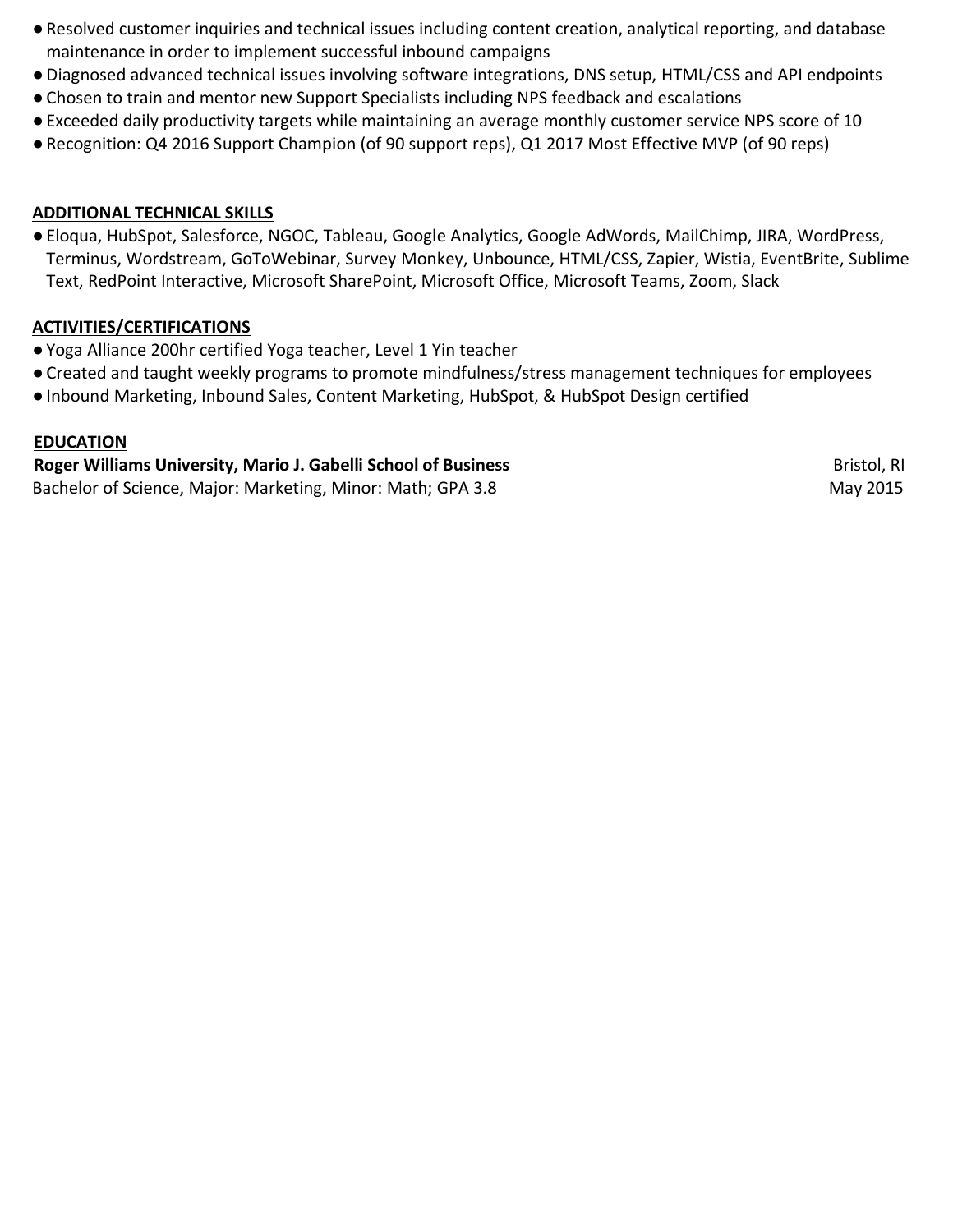- Resolved customer inquiries and technical issues including content creation, analytical reporting, and database maintenance in order to implement successful inbound campaigns
- Diagnosed advanced technical issues involving software integrations, DNS setup, HTML/CSS and API endpoints
- Chosen to train and mentor new Support Specialists including NPS feedback and escalations
- Exceeded daily productivity targets while maintaining an average monthly customer service NPS score of 10
- Recognition: Q4 2016 Support Champion (of 90 support reps), Q1 2017 Most Effective MVP (of 90 reps)

## ADDITIONAL TECHNICAL SKILLS

- Eloqua, HubSpot, Salesforce, NGOC, Tableau, Google Analytics, Google AdWords, MailChimp, JIRA, WordPress, Terminus, Wordstream, GoToWebinar, Survey Monkey, Unbounce, HTML/CSS, Zapier, Wistia, EventBrite, Sublime Text, RedPoint Interactive, Microsoft SharePoint, Microsoft Office, Microsoft Teams, Zoom, Slack

## ACTIVITIES/CERTIFICATIONS

- Yoga Alliance 200hr certified Yoga teacher, Level 1 Yin teacher
- Created and taught weekly programs to promote mindfulness/stress management techniques for employees
- Inbound Marketing, Inbound Sales, Content Marketing, HubSpot, & HubSpot Design certified

## EDUCATION

**Roger Williams University, Mario J. Gabelli School of Business** — Bristol, RI

Bachelor of Science, Major: Marketing, Minor: Math; GPA 3.8 — May 2015